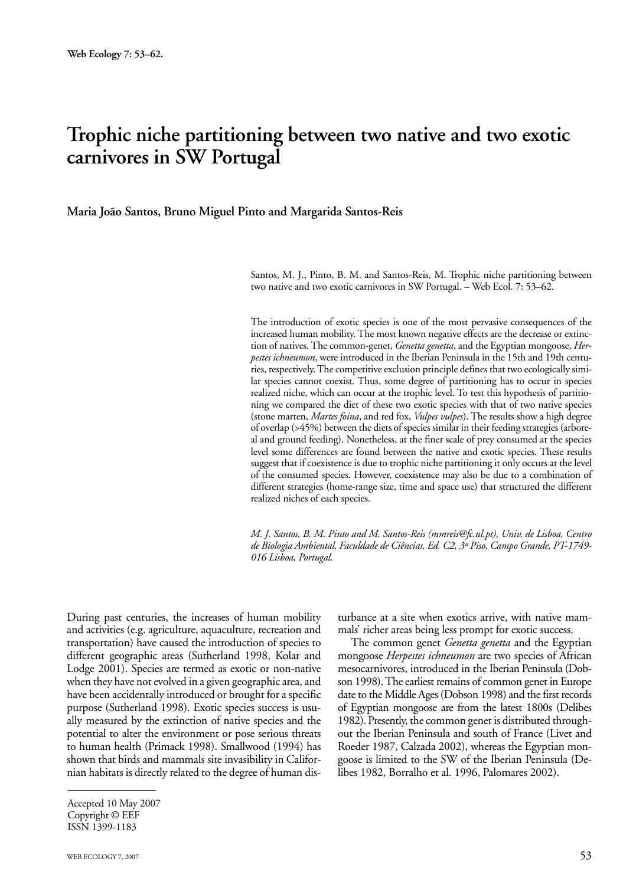# Trophic niche partitioning between two native and two exotic carnivores in SW Portugal

**Maria João Santos, Bruno Miguel Pinto and Margarida Santos-Reis**

Santos, M. J., Pinto, B. M. and Santos-Reis, M. Trophic niche partitioning between two native and two exotic carnivores in SW Portugal. – Web Ecol. 7: 53–62.

The introduction of exotic species is one of the most pervasive consequences of the increased human mobility. The most known negative effects are the decrease or extinction of natives. The common-genet, *Genetta genetta*, and the Egyptian mongoose, *Herpestes ichneumon*, were introduced in the Iberian Peninsula in the 15th and 19th centuries, respectively. The competitive exclusion principle defines that two ecologically similar species cannot coexist. Thus, some degree of partitioning has to occur in species realized niche, which can occur at the trophic level. To test this hypothesis of partitioning we compared the diet of these two exotic species with that of two native species (stone marten, *Martes foina*, and red fox, *Vulpes vulpes*). The results show a high degree of overlap (>45%) between the diets of species similar in their feeding strategies (arboreal and ground feeding). Nonetheless, at the finer scale of prey consumed at the species level some differences are found between the native and exotic species. These results suggest that if coexistence is due to trophic niche partitioning it only occurs at the level of the consumed species. However, coexistence may also be due to a combination of different strategies (home-range size, time and space use) that structured the different realized niches of each species.

*M. J. Santos, B. M. Pinto and M. Santos-Reis (mmreis@fc.ul.pt), Univ. de Lisboa, Centro de Biologia Ambiental, Faculdade de Ciências, Ed. C2, 3º Piso, Campo Grande, PT-1749-016 Lisboa, Portugal.*

During past centuries, the increases of human mobility and activities (e.g. agriculture, aquaculture, recreation and transportation) have caused the introduction of species to different geographic areas (Sutherland 1998, Kolar and Lodge 2001). Species are termed as exotic or non-native when they have not evolved in a given geographic area, and have been accidentally introduced or brought for a specific purpose (Sutherland 1998). Exotic species success is usually measured by the extinction of native species and the potential to alter the environment or pose serious threats to human health (Primack 1998). Smallwood (1994) has shown that birds and mammals site invasibility in Californian habitats is directly related to the degree of human disturbance at a site when exotics arrive, with native mammals' richer areas being less prompt for exotic success.

The common genet *Genetta genetta* and the Egyptian mongoose *Herpestes ichneumon* are two species of African mesocarnivores, introduced in the Iberian Peninsula (Dobson 1998). The earliest remains of common genet in Europe date to the Middle Ages (Dobson 1998) and the first records of Egyptian mongoose are from the latest 1800s (Delibes 1982). Presently, the common genet is distributed throughout the Iberian Peninsula and south of France (Livet and Roeder 1987, Calzada 2002), whereas the Egyptian mongoose is limited to the SW of the Iberian Peninsula (Delibes 1982, Borralho et al. 1996, Palomares 2002).

Accepted 10 May 2007
Copyright © EEF
ISSN 1399-1183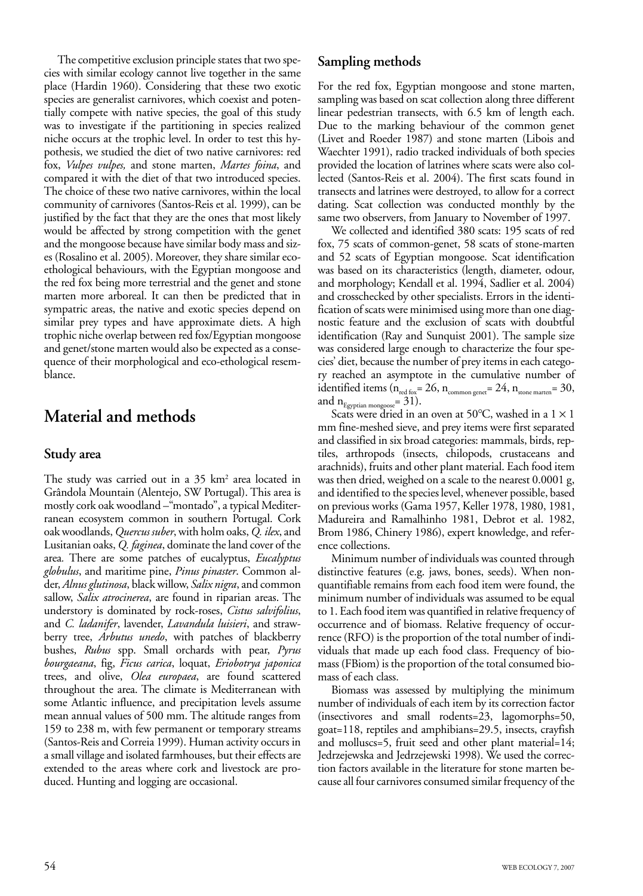The competitive exclusion principle states that two species with similar ecology cannot live together in the same place (Hardin 1960). Considering that these two exotic species are generalist carnivores, which coexist and potentially compete with native species, the goal of this study was to investigate if the partitioning in species realized niche occurs at the trophic level. In order to test this hypothesis, we studied the diet of two native carnivores: red fox, *Vulpes vulpes,* and stone marten, *Martes foina*, and compared it with the diet of that two introduced species. The choice of these two native carnivores, within the local community of carnivores (Santos-Reis et al. 1999), can be justified by the fact that they are the ones that most likely would be affected by strong competition with the genet and the mongoose because have similar body mass and sizes (Rosalino et al. 2005). Moreover, they share similar eco-ethological behaviours, with the Egyptian mongoose and the red fox being more terrestrial and the genet and stone marten more arboreal. It can then be predicted that in sympatric areas, the native and exotic species depend on similar prey types and have approximate diets. A high trophic niche overlap between red fox/Egyptian mongoose and genet/stone marten would also be expected as a consequence of their morphological and eco-ethological resemblance.

# Material and methods

## Study area

The study was carried out in a 35 km² area located in Grândola Mountain (Alentejo, SW Portugal). This area is mostly cork oak woodland –"montado", a typical Mediterranean ecosystem common in southern Portugal. Cork oak woodlands, *Quercus suber*, with holm oaks, *Q. ilex*, and Lusitanian oaks, *Q. faginea*, dominate the land cover of the area. There are some patches of eucalyptus, *Eucalyptus globulus*, and maritime pine, *Pinus pinaster*. Common alder, *Alnus glutinosa*, black willow, *Salix nigra*, and common sallow, *Salix atrocinerea*, are found in riparian areas. The understory is dominated by rock-roses, *Cistus salvifolius*, and *C. ladanifer*, lavender, *Lavandula luisieri*, and strawberry tree, *Arbutus unedo*, with patches of blackberry bushes, *Rubus* spp. Small orchards with pear, *Pyrus bourgaeana*, fig, *Ficus carica*, loquat, *Eriobotrya japonica* trees, and olive, *Olea europaea*, are found scattered throughout the area. The climate is Mediterranean with some Atlantic influence, and precipitation levels assume mean annual values of 500 mm. The altitude ranges from 159 to 238 m, with few permanent or temporary streams (Santos-Reis and Correia 1999). Human activity occurs in a small village and isolated farmhouses, but their effects are extended to the areas where cork and livestock are produced. Hunting and logging are occasional.

## Sampling methods

For the red fox, Egyptian mongoose and stone marten, sampling was based on scat collection along three different linear pedestrian transects, with 6.5 km of length each. Due to the marking behaviour of the common genet (Livet and Roeder 1987) and stone marten (Libois and Waechter 1991), radio tracked individuals of both species provided the location of latrines where scats were also collected (Santos-Reis et al. 2004). The first scats found in transects and latrines were destroyed, to allow for a correct dating. Scat collection was conducted monthly by the same two observers, from January to November of 1997.

We collected and identified 380 scats: 195 scats of red fox, 75 scats of common-genet, 58 scats of stone-marten and 52 scats of Egyptian mongoose. Scat identification was based on its characteristics (length, diameter, odour, and morphology; Kendall et al. 1994, Sadlier et al. 2004) and crosschecked by other specialists. Errors in the identification of scats were minimised using more than one diagnostic feature and the exclusion of scats with doubtful identification (Ray and Sunquist 2001). The sample size was considered large enough to characterize the four species' diet, because the number of prey items in each category reached an asymptote in the cumulative number of identified items ($n_{\text{red fox}} = 26$, $n_{\text{common genet}} = 24$, $n_{\text{stone marten}} = 30$, and $n_{\text{Egyptian mongoose}} = 31$).

Scats were dried in an oven at 50°C, washed in a 1 × 1 mm fine-meshed sieve, and prey items were first separated and classified in six broad categories: mammals, birds, reptiles, arthropods (insects, chilopods, crustaceans and arachnids), fruits and other plant material. Each food item was then dried, weighed on a scale to the nearest 0.0001 g, and identified to the species level, whenever possible, based on previous works (Gama 1957, Keller 1978, 1980, 1981, Madureira and Ramalhinho 1981, Debrot et al. 1982, Brom 1986, Chinery 1986), expert knowledge, and reference collections.

Minimum number of individuals was counted through distinctive features (e.g. jaws, bones, seeds). When non-quantifiable remains from each food item were found, the minimum number of individuals was assumed to be equal to 1. Each food item was quantified in relative frequency of occurrence and of biomass. Relative frequency of occurrence (RFO) is the proportion of the total number of individuals that made up each food class. Frequency of biomass (FBiom) is the proportion of the total consumed biomass of each class.

Biomass was assessed by multiplying the minimum number of individuals of each item by its correction factor (insectivores and small rodents=23, lagomorphs=50, goat=118, reptiles and amphibians=29.5, insects, crayfish and molluscs=5, fruit seed and other plant material=14; Jedrzejewska and Jedrzejewski 1998). We used the correction factors available in the literature for stone marten because all four carnivores consumed similar frequency of the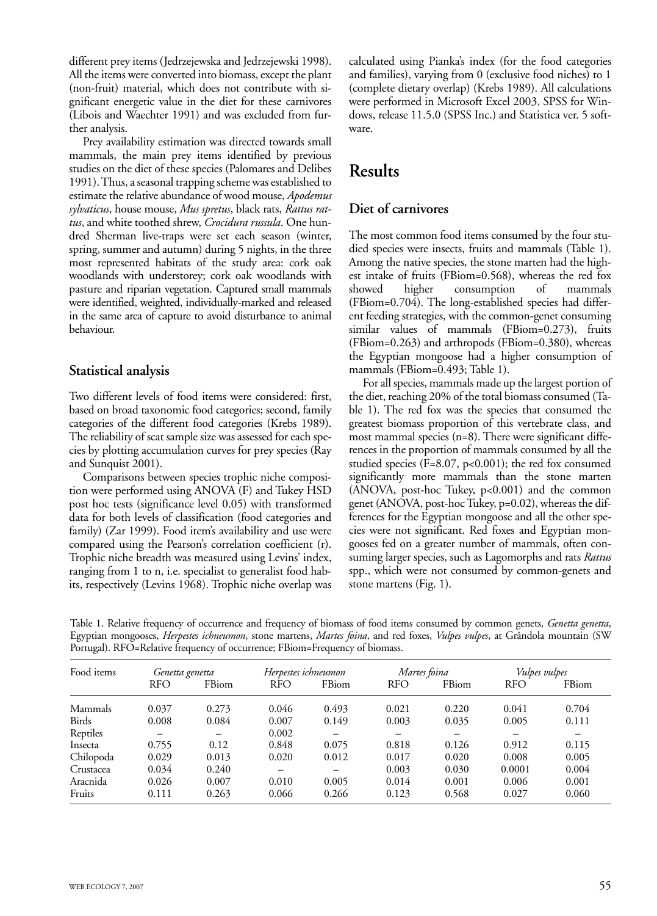different prey items (Jedrzejewska and Jedrzejewski 1998). All the items were converted into biomass, except the plant (non-fruit) material, which does not contribute with significant energetic value in the diet for these carnivores (Libois and Waechter 1991) and was excluded from further analysis.

Prey availability estimation was directed towards small mammals, the main prey items identified by previous studies on the diet of these species (Palomares and Delibes 1991). Thus, a seasonal trapping scheme was established to estimate the relative abundance of wood mouse, *Apodemus sylvaticus*, house mouse, *Mus spretus*, black rats, *Rattus rattus*, and white toothed shrew, *Crocidura russula*. One hundred Sherman live-traps were set each season (winter, spring, summer and autumn) during 5 nights, in the three most represented habitats of the study area: cork oak woodlands with understorey; cork oak woodlands with pasture and riparian vegetation. Captured small mammals were identified, weighted, individually-marked and released in the same area of capture to avoid disturbance to animal behaviour.

### Statistical analysis

Two different levels of food items were considered: first, based on broad taxonomic food categories; second, family categories of the different food categories (Krebs 1989). The reliability of scat sample size was assessed for each species by plotting accumulation curves for prey species (Ray and Sunquist 2001).

Comparisons between species trophic niche composition were performed using ANOVA (F) and Tukey HSD post hoc tests (significance level 0.05) with transformed data for both levels of classification (food categories and family) (Zar 1999). Food item's availability and use were compared using the Pearson's correlation coefficient (r). Trophic niche breadth was measured using Levins' index, ranging from 1 to n, i.e. specialist to generalist food habits, respectively (Levins 1968). Trophic niche overlap was calculated using Pianka's index (for the food categories and families), varying from 0 (exclusive food niches) to 1 (complete dietary overlap) (Krebs 1989). All calculations were performed in Microsoft Excel 2003, SPSS for Windows, release 11.5.0 (SPSS Inc.) and Statistica ver. 5 software.

## Results

### Diet of carnivores

The most common food items consumed by the four studied species were insects, fruits and mammals (Table 1). Among the native species, the stone marten had the highest intake of fruits (FBiom=0.568), whereas the red fox showed higher consumption of mammals (FBiom=0.704). The long-established species had different feeding strategies, with the common-genet consuming similar values of mammals (FBiom=0.273), fruits (FBiom=0.263) and arthropods (FBiom=0.380), whereas the Egyptian mongoose had a higher consumption of mammals (FBiom=0.493; Table 1).

For all species, mammals made up the largest portion of the diet, reaching 20% of the total biomass consumed (Table 1). The red fox was the species that consumed the greatest biomass proportion of this vertebrate class, and most mammal species (n=8). There were significant differences in the proportion of mammals consumed by all the studied species ($F=8.07$, $p<0.001$); the red fox consumed significantly more mammals than the stone marten (ANOVA, post-hoc Tukey, $p<0.001$) and the common genet (ANOVA, post-hoc Tukey, $p=0.02$), whereas the differences for the Egyptian mongoose and all the other species were not significant. Red foxes and Egyptian mongooses fed on a greater number of mammals, often consuming larger species, such as Lagomorphs and rats *Rattus* spp., which were not consumed by common-genets and stone martens (Fig. 1).

Table 1. Relative frequency of occurrence and frequency of biomass of food items consumed by common genets, *Genetta genetta*, Egyptian mongooses, *Herpestes ichneumon*, stone martens, *Martes foina*, and red foxes, *Vulpes vulpes*, at Grândola mountain (SW Portugal). RFO=Relative frequency of occurrence; FBiom=Frequency of biomass.

| Food items | *Genetta genetta* | | *Herpestes ichneumon* | | *Martes foina* | | *Vulpes vulpes* | |
|---|---|---|---|---|---|---|---|---|
| | RFO | FBiom | RFO | FBiom | RFO | FBiom | RFO | FBiom |
| Mammals | 0.037 | 0.273 | 0.046 | 0.493 | 0.021 | 0.220 | 0.041 | 0.704 |
| Birds | 0.008 | 0.084 | 0.007 | 0.149 | 0.003 | 0.035 | 0.005 | 0.111 |
| Reptiles | – | – | 0.002 | – | – | – | – | – |
| Insecta | 0.755 | 0.12 | 0.848 | 0.075 | 0.818 | 0.126 | 0.912 | 0.115 |
| Chilopoda | 0.029 | 0.013 | 0.020 | 0.012 | 0.017 | 0.020 | 0.008 | 0.005 |
| Crustacea | 0.034 | 0.240 | – | – | 0.003 | 0.030 | 0.0001 | 0.004 |
| Aracnida | 0.026 | 0.007 | 0.010 | 0.005 | 0.014 | 0.001 | 0.006 | 0.001 |
| Fruits | 0.111 | 0.263 | 0.066 | 0.266 | 0.123 | 0.568 | 0.027 | 0.060 |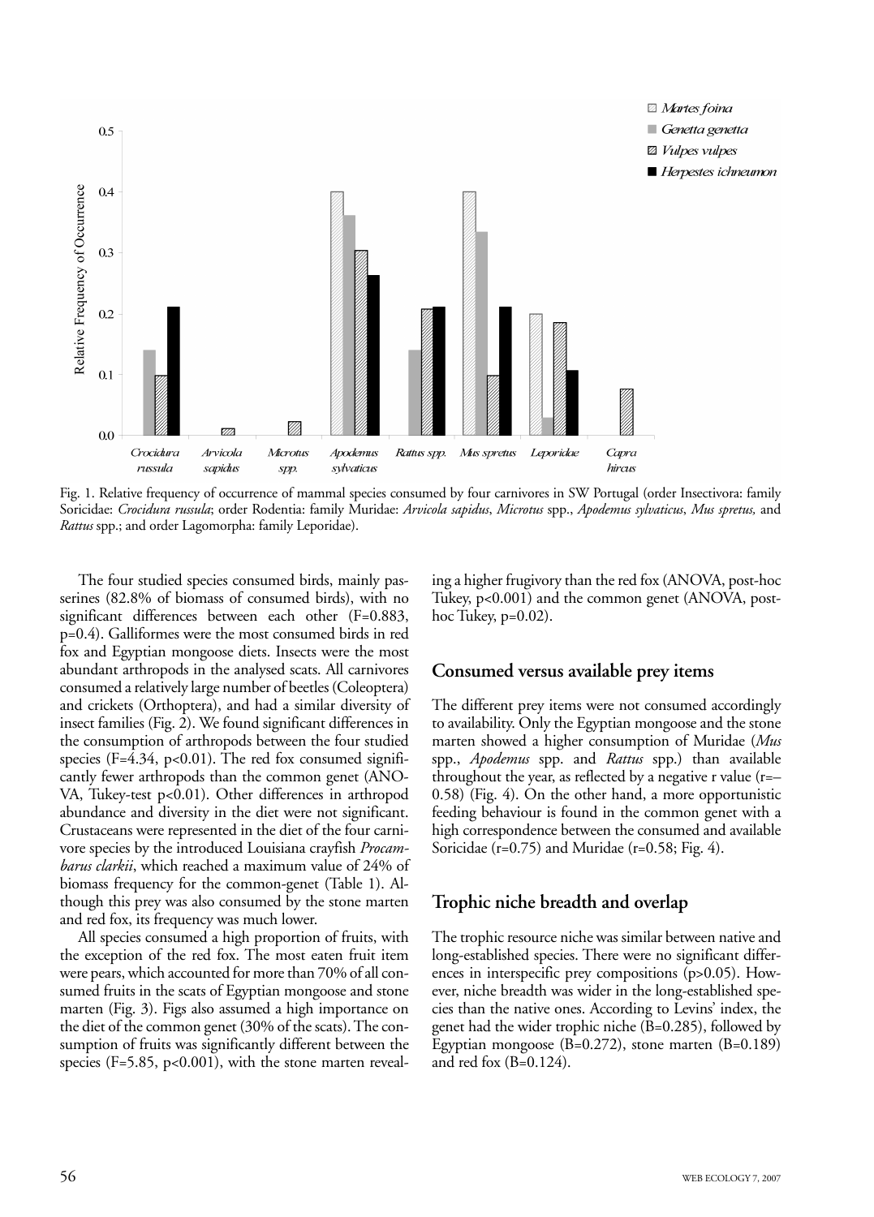Fig. 1. Relative frequency of occurrence of mammal species consumed by four carnivores in SW Portugal (order Insectivora: family Soricidae: *Crocidura russula*; order Rodentia: family Muridae: *Arvicola sapidus*, *Microtus* spp., *Apodemus sylvaticus*, *Mus spretus,* and *Rattus* spp.; and order Lagomorpha: family Leporidae).

The four studied species consumed birds, mainly passerines (82.8% of biomass of consumed birds), with no significant differences between each other (F=0.883, p=0.4). Galliformes were the most consumed birds in red fox and Egyptian mongoose diets. Insects were the most abundant arthropods in the analysed scats. All carnivores consumed a relatively large number of beetles (Coleoptera) and crickets (Orthoptera), and had a similar diversity of insect families (Fig. 2). We found significant differences in the consumption of arthropods between the four studied species (F=4.34, p<0.01). The red fox consumed significantly fewer arthropods than the common genet (ANOVA, Tukey-test p<0.01). Other differences in arthropod abundance and diversity in the diet were not significant. Crustaceans were represented in the diet of the four carnivore species by the introduced Louisiana crayfish *Procambarus clarkii*, which reached a maximum value of 24% of biomass frequency for the common-genet (Table 1). Although this prey was also consumed by the stone marten and red fox, its frequency was much lower.

All species consumed a high proportion of fruits, with the exception of the red fox. The most eaten fruit item were pears, which accounted for more than 70% of all consumed fruits in the scats of Egyptian mongoose and stone marten (Fig. 3). Figs also assumed a high importance on the diet of the common genet (30% of the scats). The consumption of fruits was significantly different between the species (F=5.85, p<0.001), with the stone marten revealing a higher frugivory than the red fox (ANOVA, post-hoc Tukey, p<0.001) and the common genet (ANOVA, post-hoc Tukey, p=0.02).

## Consumed versus available prey items

The different prey items were not consumed accordingly to availability. Only the Egyptian mongoose and the stone marten showed a higher consumption of Muridae (*Mus* spp., *Apodemus* spp. and *Rattus* spp.) than available throughout the year, as reflected by a negative r value (r=–0.58) (Fig. 4). On the other hand, a more opportunistic feeding behaviour is found in the common genet with a high correspondence between the consumed and available Soricidae (r=0.75) and Muridae (r=0.58; Fig. 4).

## Trophic niche breadth and overlap

The trophic resource niche was similar between native and long-established species. There were no significant differences in interspecific prey compositions (p>0.05). However, niche breadth was wider in the long-established species than the native ones. According to Levins' index, the genet had the wider trophic niche (B=0.285), followed by Egyptian mongoose (B=0.272), stone marten (B=0.189) and red fox (B=0.124).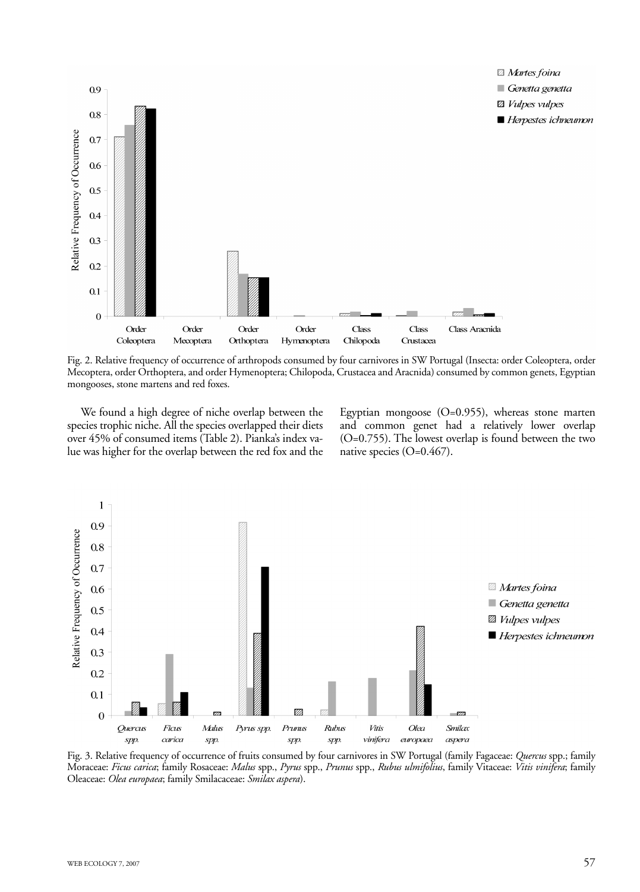Fig. 2. Relative frequency of occurrence of arthropods consumed by four carnivores in SW Portugal (Insecta: order Coleoptera, order Mecoptera, order Orthoptera, and order Hymenoptera; Chilopoda, Crustacea and Aracnida) consumed by common genets, Egyptian mongooses, stone martens and red foxes.

We found a high degree of niche overlap between the species trophic niche. All the species overlapped their diets over 45% of consumed items (Table 2). Pianka's index value was higher for the overlap between the red fox and the Egyptian mongoose (O=0.955), whereas stone marten and common genet had a relatively lower overlap (O=0.755). The lowest overlap is found between the two native species (O=0.467).

Fig. 3. Relative frequency of occurrence of fruits consumed by four carnivores in SW Portugal (family Fagaceae: *Quercus* spp.; family Moraceae: *Ficus carica*; family Rosaceae: *Malus* spp., *Pyrus* spp., *Prunus* spp., *Rubus ulmifolius*, family Vitaceae: *Vitis vinifera*; family Oleaceae: *Olea europaea*; family Smilacaceae: *Smilax aspera*).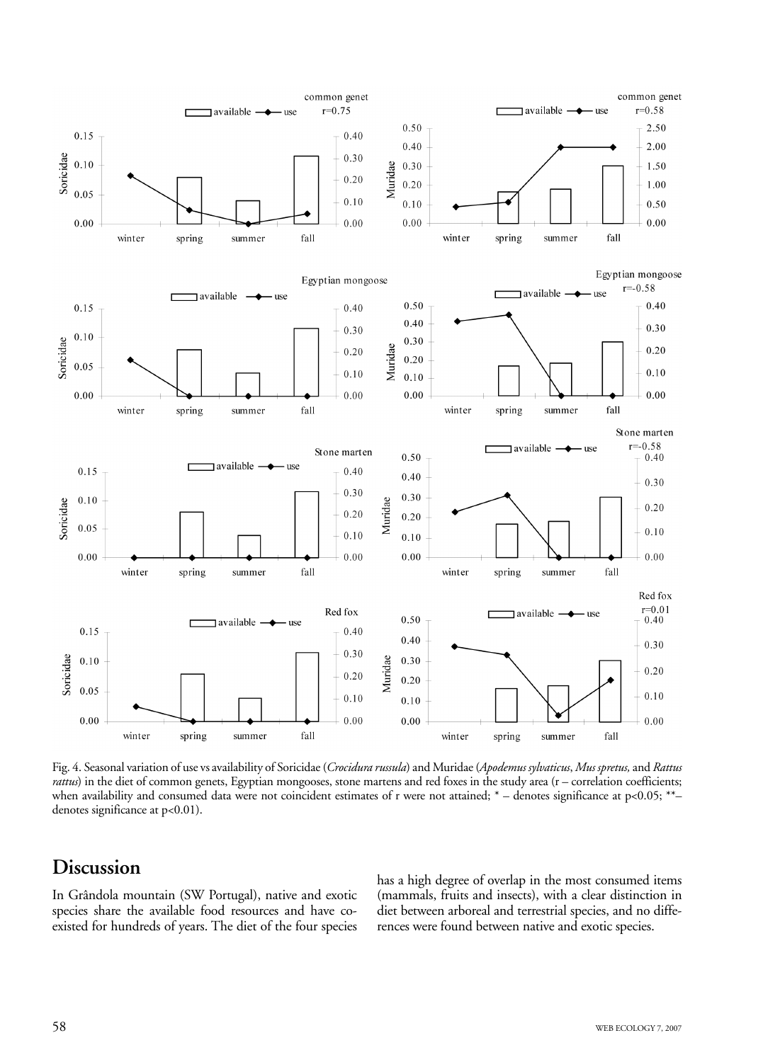Fig. 4. Seasonal variation of use vs availability of Soricidae (*Crocidura russula*) and Muridae (*Apodemus sylvaticus*, *Mus spretus,* and *Rattus rattus*) in the diet of common genets, Egyptian mongooses, stone martens and red foxes in the study area (r – correlation coefficients; when availability and consumed data were not coincident estimates of r were not attained; * – denotes significance at p<0.05; **– denotes significance at p<0.01).

## Discussion

In Grândola mountain (SW Portugal), native and exotic species share the available food resources and have co-existed for hundreds of years. The diet of the four species has a high degree of overlap in the most consumed items (mammals, fruits and insects), with a clear distinction in diet between arboreal and terrestrial species, and no differences were found between native and exotic species.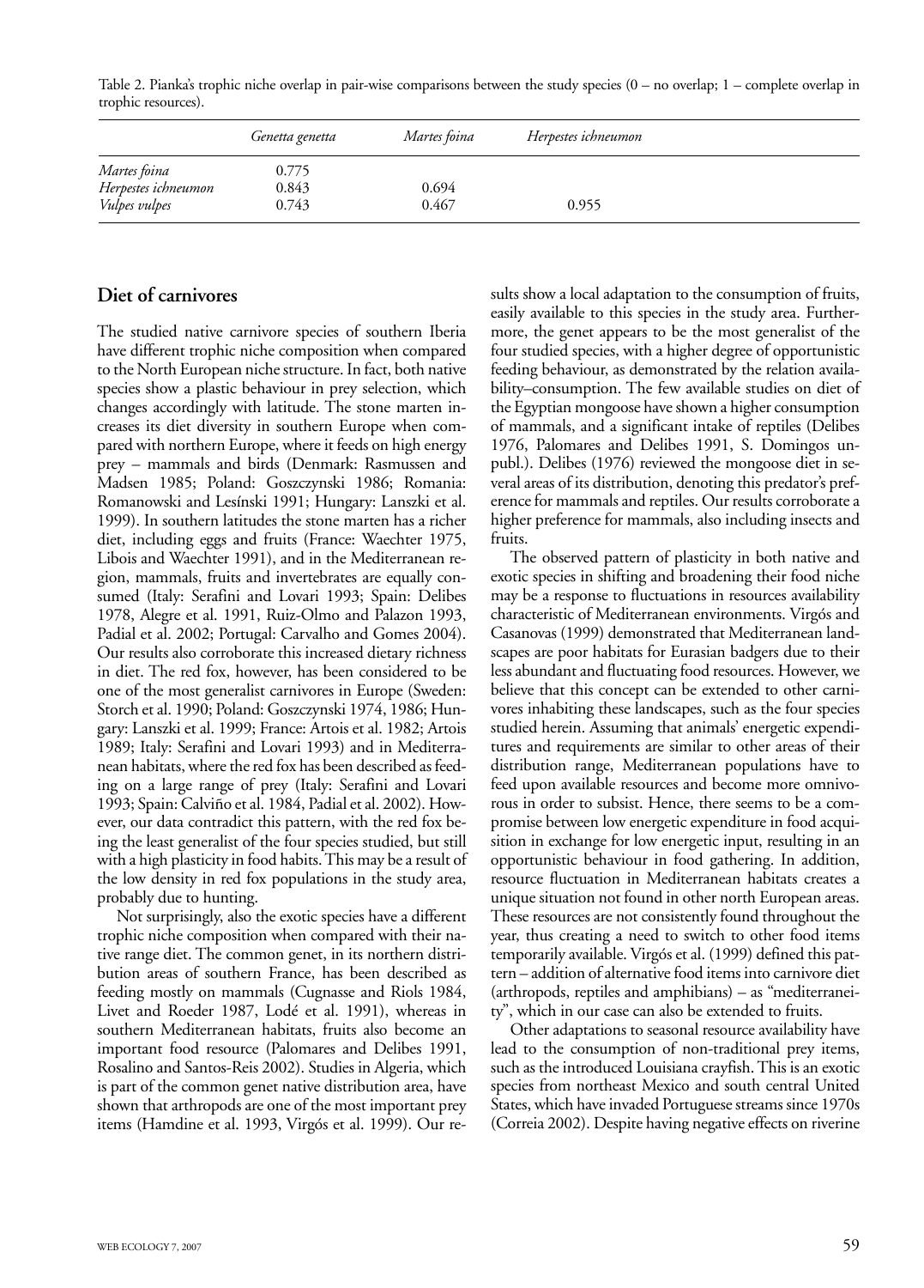Table 2. Pianka's trophic niche overlap in pair-wise comparisons between the study species (0 – no overlap; 1 – complete overlap in trophic resources).

| | *Genetta genetta* | *Martes foina* | *Herpestes ichneumon* |
|---|---|---|---|
| *Martes foina* | 0.775 | | |
| *Herpestes ichneumon* | 0.843 | 0.694 | |
| *Vulpes vulpes* | 0.743 | 0.467 | 0.955 |

## Diet of carnivores

The studied native carnivore species of southern Iberia have different trophic niche composition when compared to the North European niche structure. In fact, both native species show a plastic behaviour in prey selection, which changes accordingly with latitude. The stone marten increases its diet diversity in southern Europe when compared with northern Europe, where it feeds on high energy prey – mammals and birds (Denmark: Rasmussen and Madsen 1985; Poland: Goszczynski 1986; Romania: Romanowski and Lesínski 1991; Hungary: Lanszki et al. 1999). In southern latitudes the stone marten has a richer diet, including eggs and fruits (France: Waechter 1975, Libois and Waechter 1991), and in the Mediterranean region, mammals, fruits and invertebrates are equally consumed (Italy: Serafini and Lovari 1993; Spain: Delibes 1978, Alegre et al. 1991, Ruiz-Olmo and Palazon 1993, Padial et al. 2002; Portugal: Carvalho and Gomes 2004). Our results also corroborate this increased dietary richness in diet. The red fox, however, has been considered to be one of the most generalist carnivores in Europe (Sweden: Storch et al. 1990; Poland: Goszczynski 1974, 1986; Hungary: Lanszki et al. 1999; France: Artois et al. 1982; Artois 1989; Italy: Serafini and Lovari 1993) and in Mediterranean habitats, where the red fox has been described as feeding on a large range of prey (Italy: Serafini and Lovari 1993; Spain: Calviño et al. 1984, Padial et al. 2002). However, our data contradict this pattern, with the red fox being the least generalist of the four species studied, but still with a high plasticity in food habits. This may be a result of the low density in red fox populations in the study area, probably due to hunting.

Not surprisingly, also the exotic species have a different trophic niche composition when compared with their native range diet. The common genet, in its northern distribution areas of southern France, has been described as feeding mostly on mammals (Cugnasse and Riols 1984, Livet and Roeder 1987, Lodé et al. 1991), whereas in southern Mediterranean habitats, fruits also become an important food resource (Palomares and Delibes 1991, Rosalino and Santos-Reis 2002). Studies in Algeria, which is part of the common genet native distribution area, have shown that arthropods are one of the most important prey items (Hamdine et al. 1993, Virgós et al. 1999). Our results show a local adaptation to the consumption of fruits, easily available to this species in the study area. Furthermore, the genet appears to be the most generalist of the four studied species, with a higher degree of opportunistic feeding behaviour, as demonstrated by the relation availability–consumption. The few available studies on diet of the Egyptian mongoose have shown a higher consumption of mammals, and a significant intake of reptiles (Delibes 1976, Palomares and Delibes 1991, S. Domingos unpubl.). Delibes (1976) reviewed the mongoose diet in several areas of its distribution, denoting this predator's preference for mammals and reptiles. Our results corroborate a higher preference for mammals, also including insects and fruits.

The observed pattern of plasticity in both native and exotic species in shifting and broadening their food niche may be a response to fluctuations in resources availability characteristic of Mediterranean environments. Virgós and Casanovas (1999) demonstrated that Mediterranean landscapes are poor habitats for Eurasian badgers due to their less abundant and fluctuating food resources. However, we believe that this concept can be extended to other carnivores inhabiting these landscapes, such as the four species studied herein. Assuming that animals' energetic expenditures and requirements are similar to other areas of their distribution range, Mediterranean populations have to feed upon available resources and become more omnivorous in order to subsist. Hence, there seems to be a compromise between low energetic expenditure in food acquisition in exchange for low energetic input, resulting in an opportunistic behaviour in food gathering. In addition, resource fluctuation in Mediterranean habitats creates a unique situation not found in other north European areas. These resources are not consistently found throughout the year, thus creating a need to switch to other food items temporarily available. Virgós et al. (1999) defined this pattern – addition of alternative food items into carnivore diet (arthropods, reptiles and amphibians) – as "mediterraneity", which in our case can also be extended to fruits.

Other adaptations to seasonal resource availability have lead to the consumption of non-traditional prey items, such as the introduced Louisiana crayfish. This is an exotic species from northeast Mexico and south central United States, which have invaded Portuguese streams since 1970s (Correia 2002). Despite having negative effects on riverine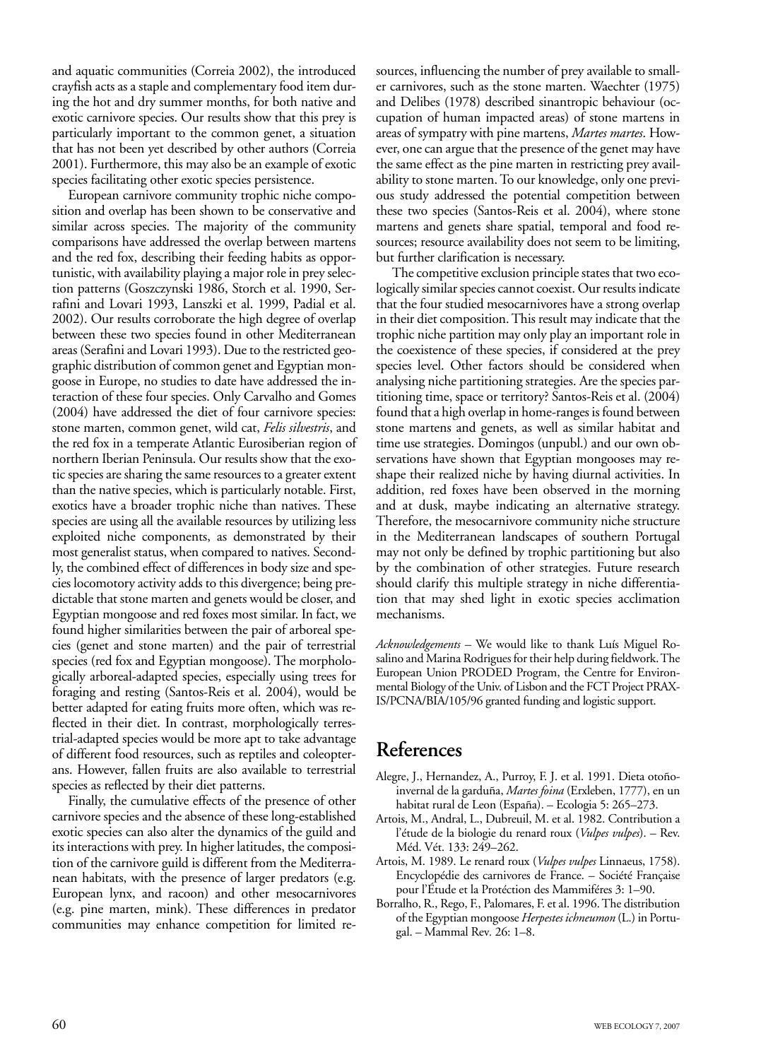and aquatic communities (Correia 2002), the introduced crayfish acts as a staple and complementary food item during the hot and dry summer months, for both native and exotic carnivore species. Our results show that this prey is particularly important to the common genet, a situation that has not been yet described by other authors (Correia 2001). Furthermore, this may also be an example of exotic species facilitating other exotic species persistence.

European carnivore community trophic niche composition and overlap has been shown to be conservative and similar across species. The majority of the community comparisons have addressed the overlap between martens and the red fox, describing their feeding habits as opportunistic, with availability playing a major role in prey selection patterns (Goszczynski 1986, Storch et al. 1990, Serrafini and Lovari 1993, Lanszki et al. 1999, Padial et al. 2002). Our results corroborate the high degree of overlap between these two species found in other Mediterranean areas (Serafini and Lovari 1993). Due to the restricted geographic distribution of common genet and Egyptian mongoose in Europe, no studies to date have addressed the interaction of these four species. Only Carvalho and Gomes (2004) have addressed the diet of four carnivore species: stone marten, common genet, wild cat, *Felis silvestris*, and the red fox in a temperate Atlantic Eurosiberian region of northern Iberian Peninsula. Our results show that the exotic species are sharing the same resources to a greater extent than the native species, which is particularly notable. First, exotics have a broader trophic niche than natives. These species are using all the available resources by utilizing less exploited niche components, as demonstrated by their most generalist status, when compared to natives. Secondly, the combined effect of differences in body size and species locomotory activity adds to this divergence; being predictable that stone marten and genets would be closer, and Egyptian mongoose and red foxes most similar. In fact, we found higher similarities between the pair of arboreal species (genet and stone marten) and the pair of terrestrial species (red fox and Egyptian mongoose). The morphologically arboreal-adapted species, especially using trees for foraging and resting (Santos-Reis et al. 2004), would be better adapted for eating fruits more often, which was reflected in their diet. In contrast, morphologically terrestrial-adapted species would be more apt to take advantage of different food resources, such as reptiles and coleopterans. However, fallen fruits are also available to terrestrial species as reflected by their diet patterns.

Finally, the cumulative effects of the presence of other carnivore species and the absence of these long-established exotic species can also alter the dynamics of the guild and its interactions with prey. In higher latitudes, the composition of the carnivore guild is different from the Mediterranean habitats, with the presence of larger predators (e.g. European lynx, and racoon) and other mesocarnivores (e.g. pine marten, mink). These differences in predator communities may enhance competition for limited resources, influencing the number of prey available to smaller carnivores, such as the stone marten. Waechter (1975) and Delibes (1978) described sinantropic behaviour (occupation of human impacted areas) of stone martens in areas of sympatry with pine martens, *Martes martes*. However, one can argue that the presence of the genet may have the same effect as the pine marten in restricting prey availability to stone marten. To our knowledge, only one previous study addressed the potential competition between these two species (Santos-Reis et al. 2004), where stone martens and genets share spatial, temporal and food resources; resource availability does not seem to be limiting, but further clarification is necessary.

The competitive exclusion principle states that two ecologically similar species cannot coexist. Our results indicate that the four studied mesocarnivores have a strong overlap in their diet composition. This result may indicate that the trophic niche partition may only play an important role in the coexistence of these species, if considered at the prey species level. Other factors should be considered when analysing niche partitioning strategies. Are the species partitioning time, space or territory? Santos-Reis et al. (2004) found that a high overlap in home-ranges is found between stone martens and genets, as well as similar habitat and time use strategies. Domingos (unpubl.) and our own observations have shown that Egyptian mongooses may reshape their realized niche by having diurnal activities. In addition, red foxes have been observed in the morning and at dusk, maybe indicating an alternative strategy. Therefore, the mesocarnivore community niche structure in the Mediterranean landscapes of southern Portugal may not only be defined by trophic partitioning but also by the combination of other strategies. Future research should clarify this multiple strategy in niche differentiation that may shed light in exotic species acclimation mechanisms.

*Acknowledgements* – We would like to thank Luís Miguel Rosalino and Marina Rodrigues for their help during fieldwork. The European Union PRODED Program, the Centre for Environmental Biology of the Univ. of Lisbon and the FCT Project PRAXIS/PCNA/BIA/105/96 granted funding and logistic support.

# References

Alegre, J., Hernandez, A., Purroy, F. J. et al. 1991. Dieta otoño-invernal de la garduña, *Martes foina* (Erxleben, 1777), en un habitat rural de Leon (España). – Ecologia 5: 265–273.

Artois, M., Andral, L., Dubreuil, M. et al. 1982. Contribution a l'étude de la biologie du renard roux (*Vulpes vulpes*). – Rev. Méd. Vét. 133: 249–262.

Artois, M. 1989. Le renard roux (*Vulpes vulpes* Linnaeus, 1758). Encyclopédie des carnivores de France. – Société Française pour l'Étude et la Protéction des Mammiféres 3: 1–90.

Borralho, R., Rego, F., Palomares, F. et al. 1996. The distribution of the Egyptian mongoose *Herpestes ichneumon* (L.) in Portugal. – Mammal Rev. 26: 1–8.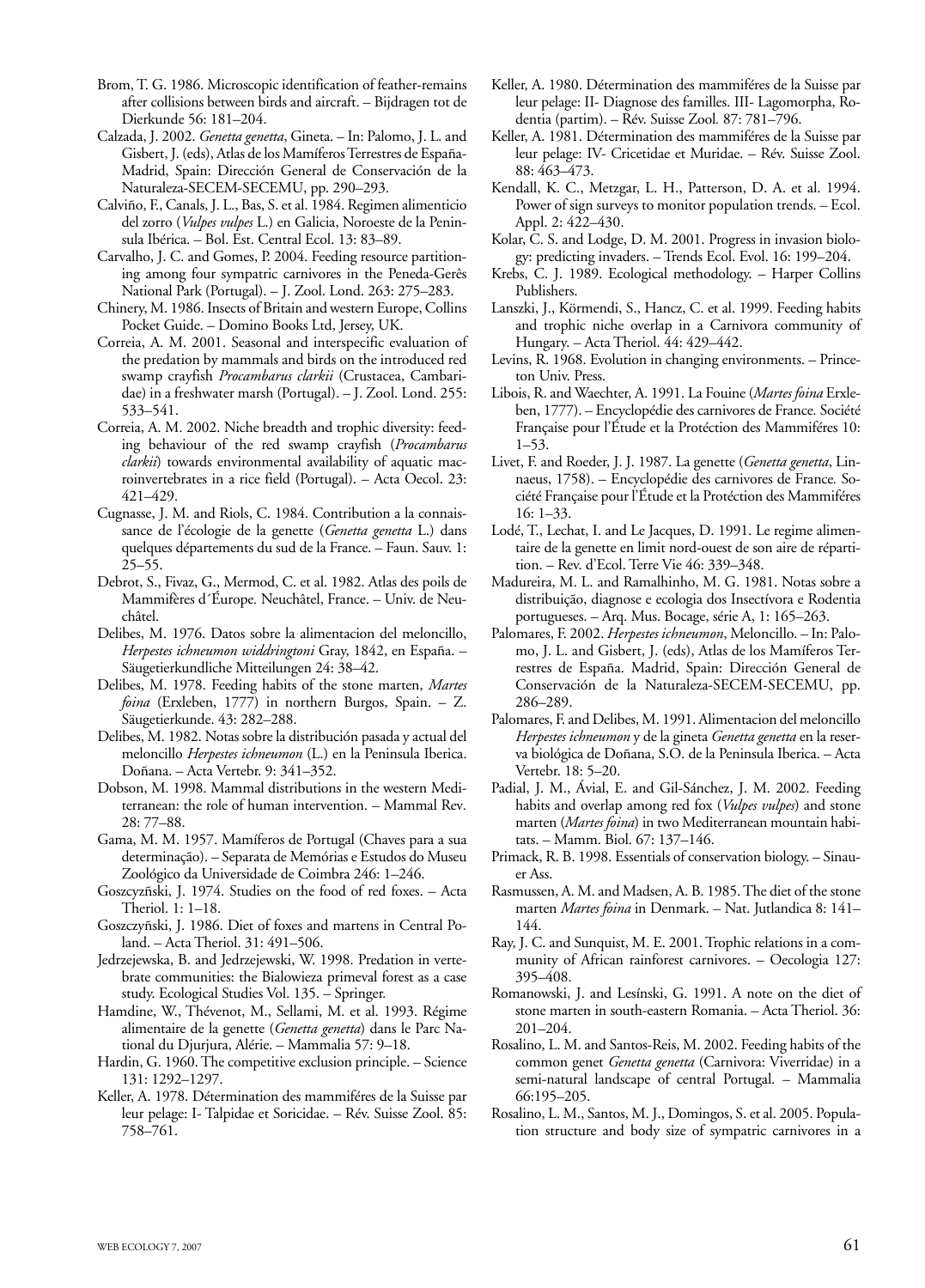Brom, T. G. 1986. Microscopic identification of feather-remains after collisions between birds and aircraft. – Bijdragen tot de Dierkunde 56: 181–204.

Calzada, J. 2002. *Genetta genetta*, Gineta. – In: Palomo, J. L. and Gisbert, J. (eds), Atlas de los Mamíferos Terrestres de España-Madrid, Spain: Dirección General de Conservación de la Naturaleza-SECEM-SECEMU, pp. 290–293.

Calviño, F., Canals, J. L., Bas, S. et al. 1984. Regimen alimenticio del zorro (*Vulpes vulpes* L.) en Galicia, Noroeste de la Peninsula Ibérica. – Bol. Est. Central Ecol. 13: 83–89.

Carvalho, J. C. and Gomes, P. 2004. Feeding resource partitioning among four sympatric carnivores in the Peneda-Gerês National Park (Portugal). – J. Zool. Lond. 263: 275–283.

Chinery, M. 1986. Insects of Britain and western Europe, Collins Pocket Guide. – Domino Books Ltd, Jersey, UK.

Correia, A. M. 2001. Seasonal and interspecific evaluation of the predation by mammals and birds on the introduced red swamp crayfish *Procambarus clarkii* (Crustacea, Cambaridae) in a freshwater marsh (Portugal). – J. Zool. Lond. 255: 533–541.

Correia, A. M. 2002. Niche breadth and trophic diversity: feeding behaviour of the red swamp crayfish (*Procambarus clarkii*) towards environmental availability of aquatic macroinvertebrates in a rice field (Portugal). – Acta Oecol. 23: 421–429.

Cugnasse, J. M. and Riols, C. 1984. Contribution a la connaissance de l'écologie de la genette (*Genetta genetta* L.) dans quelques départements du sud de la France. – Faun. Sauv. 1: 25–55.

Debrot, S., Fivaz, G., Mermod, C. et al. 1982. Atlas des poils de Mammifères d´Éurope. Neuchâtel, France. – Univ. de Neuchâtel.

Delibes, M. 1976. Datos sobre la alimentacion del meloncillo, *Herpestes ichneumon widdringtoni* Gray, 1842, en España. – Säugetierkundliche Mitteilungen 24: 38–42.

Delibes, M. 1978. Feeding habits of the stone marten, *Martes foina* (Erxleben, 1777) in northern Burgos, Spain. – Z. Säugetierkunde. 43: 282–288.

Delibes, M. 1982. Notas sobre la distribución pasada y actual del meloncillo *Herpestes ichneumon* (L.) en la Peninsula Iberica. Doñana. – Acta Vertebr. 9: 341–352.

Dobson, M. 1998. Mammal distributions in the western Mediterranean: the role of human intervention. – Mammal Rev. 28: 77–88.

Gama, M. M. 1957. Mamíferos de Portugal (Chaves para a sua determinação). – Separata de Memórias e Estudos do Museu Zoológico da Universidade de Coimbra 246: 1–246.

Goszczyński, J. 1974. Studies on the food of red foxes. – Acta Theriol. 1: 1–18.

Goszczyński, J. 1986. Diet of foxes and martens in Central Poland. – Acta Theriol. 31: 491–506.

Jedrzejewska, B. and Jedrzejewski, W. 1998. Predation in vertebrate communities: the Bialowieza primeval forest as a case study. Ecological Studies Vol. 135. – Springer.

Hamdine, W., Thévenot, M., Sellami, M. et al. 1993. Régime alimentaire de la genette (*Genetta genetta*) dans le Parc National du Djurjura, Alérie. – Mammalia 57: 9–18.

Hardin, G. 1960. The competitive exclusion principle. – Science 131: 1292–1297.

Keller, A. 1978. Détermination des mammiféres de la Suisse par leur pelage: I- Talpidae et Soricidae. – Rév. Suisse Zool. 85: 758–761.

Keller, A. 1980. Détermination des mammiféres de la Suisse par leur pelage: II- Diagnose des familles. III- Lagomorpha, Rodentia (partim). – Rév. Suisse Zool. 87: 781–796.

Keller, A. 1981. Détermination des mammiféres de la Suisse par leur pelage: IV- Cricetidae et Muridae. – Rév. Suisse Zool. 88: 463–473.

Kendall, K. C., Metzgar, L. H., Patterson, D. A. et al. 1994. Power of sign surveys to monitor population trends. – Ecol. Appl. 2: 422–430.

Kolar, C. S. and Lodge, D. M. 2001. Progress in invasion biology: predicting invaders. – Trends Ecol. Evol. 16: 199–204.

Krebs, C. J. 1989. Ecological methodology. – Harper Collins Publishers.

Lanszki, J., Körmendi, S., Hancz, C. et al. 1999. Feeding habits and trophic niche overlap in a Carnivora community of Hungary. – Acta Theriol. 44: 429–442.

Levins, R. 1968. Evolution in changing environments. – Princeton Univ. Press.

Libois, R. and Waechter, A. 1991. La Fouine (*Martes foina* Erxleben, 1777). – Encyclopédie des carnivores de France. Société Française pour l'Étude et la Protéction des Mammiféres 10: 1–53.

Livet, F. and Roeder, J. J. 1987. La genette (*Genetta genetta*, Linnaeus, 1758). – Encyclopédie des carnivores de France. Société Française pour l'Étude et la Protéction des Mammiféres 16: 1–33.

Lodé, T., Lechat, I. and Le Jacques, D. 1991. Le regime alimentaire de la genette en limit nord-ouest de son aire de répartition. – Rev. d'Ecol. Terre Vie 46: 339–348.

Madureira, M. L. and Ramalhinho, M. G. 1981. Notas sobre a distribuição, diagnose e ecologia dos Insectívora e Rodentia portugueses. – Arq. Mus. Bocage, série A, 1: 165–263.

Palomares, F. 2002. *Herpestes ichneumon*, Meloncillo. – In: Palomo, J. L. and Gisbert, J. (eds), Atlas de los Mamíferos Terrestres de España. Madrid, Spain: Dirección General de Conservación de la Naturaleza-SECEM-SECEMU, pp. 286–289.

Palomares, F. and Delibes, M. 1991. Alimentacion del meloncillo *Herpestes ichneumon* y de la gineta *Genetta genetta* en la reserva biológica de Doñana, S.O. de la Peninsula Iberica. – Acta Vertebr. 18: 5–20.

Padial, J. M., Ávial, E. and Gil-Sánchez, J. M. 2002. Feeding habits and overlap among red fox (*Vulpes vulpes*) and stone marten (*Martes foina*) in two Mediterranean mountain habitats. – Mamm. Biol. 67: 137–146.

Primack, R. B. 1998. Essentials of conservation biology. – Sinauer Ass.

Rasmussen, A. M. and Madsen, A. B. 1985. The diet of the stone marten *Martes foina* in Denmark. – Nat. Jutlandica 8: 141–144.

Ray, J. C. and Sunquist, M. E. 2001. Trophic relations in a community of African rainforest carnivores. – Oecologia 127: 395–408.

Romanowski, J. and Lesínski, G. 1991. A note on the diet of stone marten in south-eastern Romania. – Acta Theriol. 36: 201–204.

Rosalino, L. M. and Santos-Reis, M. 2002. Feeding habits of the common genet *Genetta genetta* (Carnivora: Viverridae) in a semi-natural landscape of central Portugal. – Mammalia 66:195–205.

Rosalino, L. M., Santos, M. J., Domingos, S. et al. 2005. Population structure and body size of sympatric carnivores in a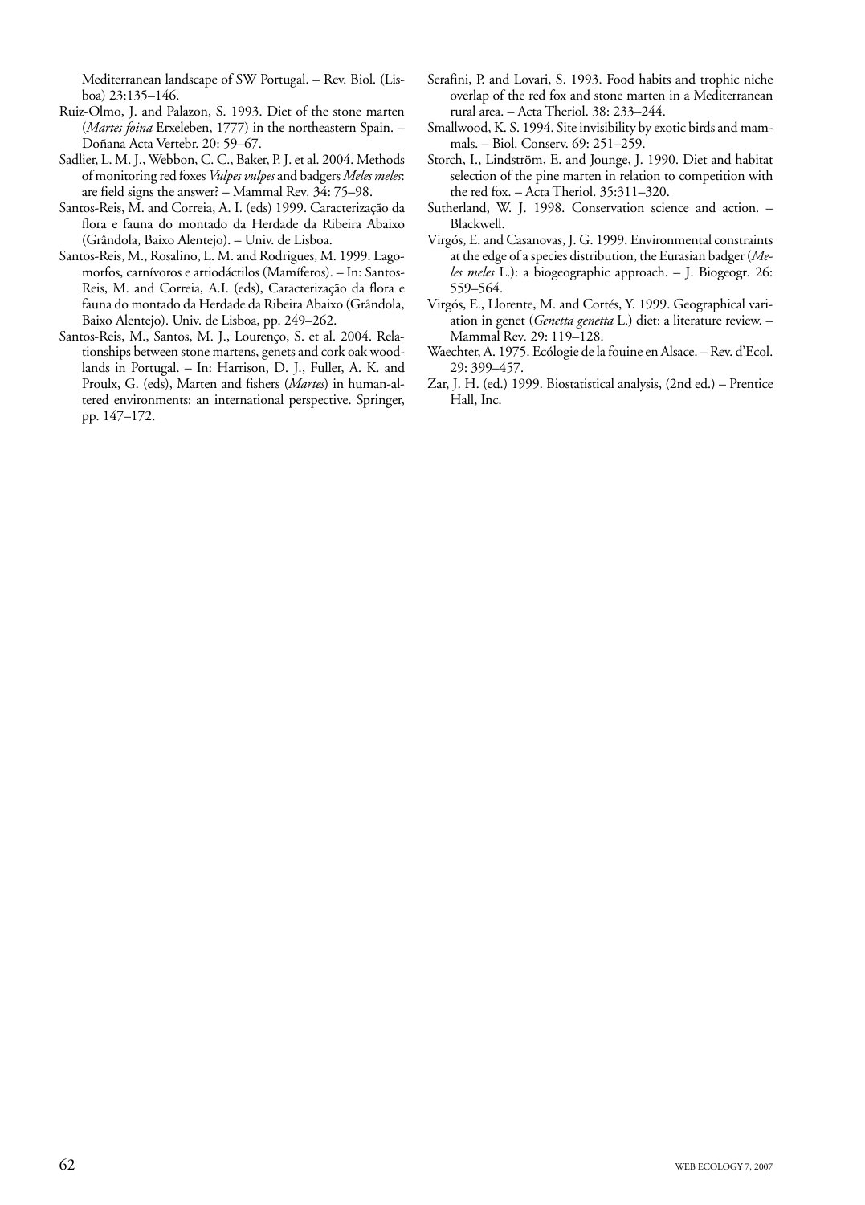Mediterranean landscape of SW Portugal. – Rev. Biol. (Lisboa) 23:135–146.

Ruiz-Olmo, J. and Palazon, S. 1993. Diet of the stone marten (*Martes foina* Erxeleben, 1777) in the northeastern Spain. – Doñana Acta Vertebr. 20: 59–67.

Sadlier, L. M. J., Webbon, C. C., Baker, P. J. et al. 2004. Methods of monitoring red foxes *Vulpes vulpes* and badgers *Meles meles*: are field signs the answer? – Mammal Rev. 34: 75–98.

Santos-Reis, M. and Correia, A. I. (eds) 1999. Caracterização da flora e fauna do montado da Herdade da Ribeira Abaixo (Grândola, Baixo Alentejo). – Univ. de Lisboa.

Santos-Reis, M., Rosalino, L. M. and Rodrigues, M. 1999. Lagomorfos, carnívoros e artiodáctilos (Mamíferos). – In: Santos-Reis, M. and Correia, A.I. (eds), Caracterização da flora e fauna do montado da Herdade da Ribeira Abaixo (Grândola, Baixo Alentejo). Univ. de Lisboa, pp. 249–262.

Santos-Reis, M., Santos, M. J., Lourenço, S. et al. 2004. Relationships between stone martens, genets and cork oak woodlands in Portugal. – In: Harrison, D. J., Fuller, A. K. and Proulx, G. (eds), Marten and fishers (*Martes*) in human-altered environments: an international perspective. Springer, pp. 147–172.

Serafini, P. and Lovari, S. 1993. Food habits and trophic niche overlap of the red fox and stone marten in a Mediterranean rural area. – Acta Theriol. 38: 233–244.

Smallwood, K. S. 1994. Site invisibility by exotic birds and mammals. – Biol. Conserv. 69: 251–259.

Storch, I., Lindström, E. and Jounge, J. 1990. Diet and habitat selection of the pine marten in relation to competition with the red fox. – Acta Theriol. 35:311–320.

Sutherland, W. J. 1998. Conservation science and action. – Blackwell.

Virgós, E. and Casanovas, J. G. 1999. Environmental constraints at the edge of a species distribution, the Eurasian badger (*Meles meles* L.): a biogeographic approach. – J. Biogeogr. 26: 559–564.

Virgós, E., Llorente, M. and Cortés, Y. 1999. Geographical variation in genet (*Genetta genetta* L.) diet: a literature review. – Mammal Rev. 29: 119–128.

Waechter, A. 1975. Ecólogie de la fouine en Alsace. – Rev. d'Ecol. 29: 399–457.

Zar, J. H. (ed.) 1999. Biostatistical analysis, (2nd ed.) – Prentice Hall, Inc.